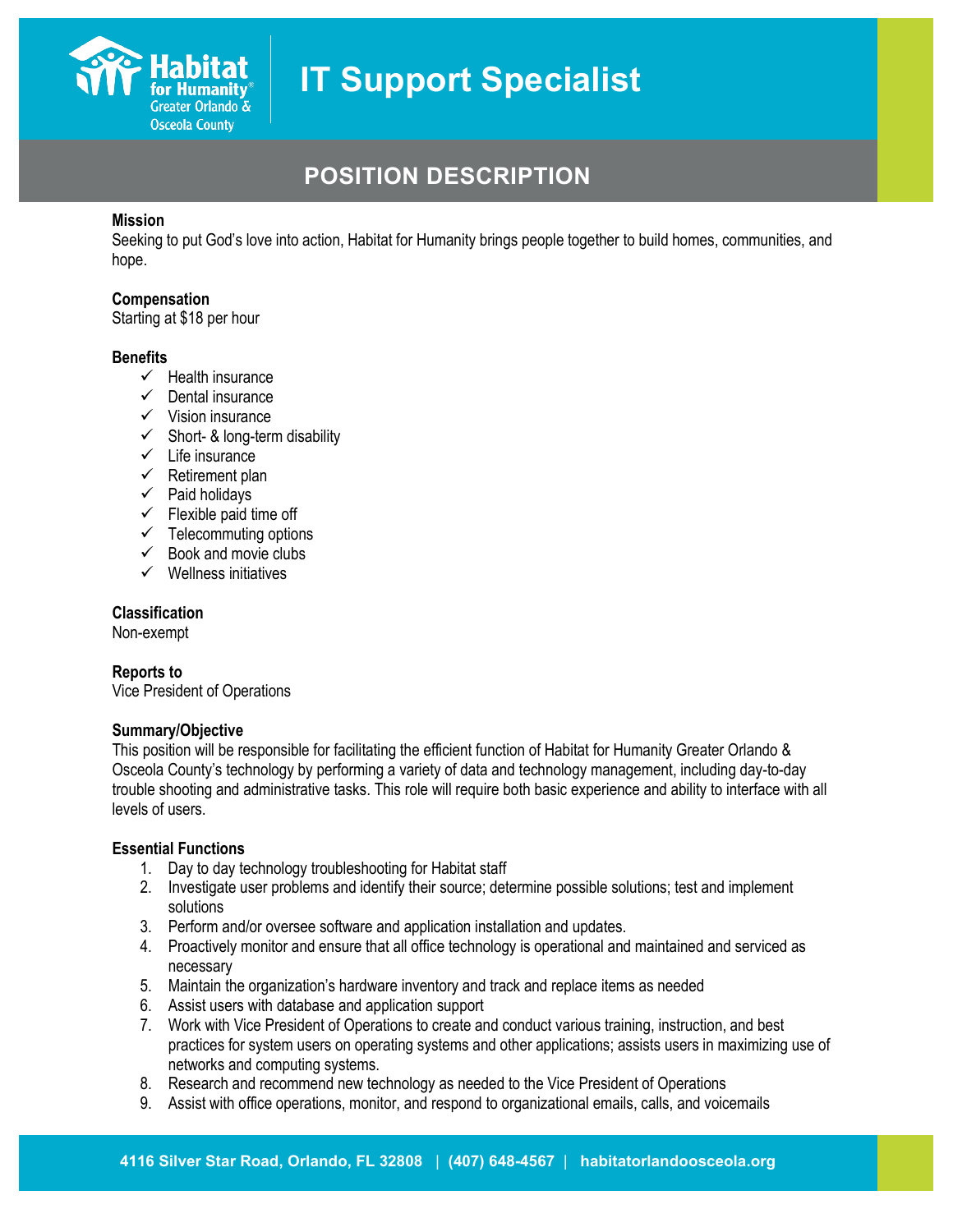# IT Support Specialist

## POSITION DESCRIPTION

**Mission**
Seeking to put God's love into action, Habitat for Humanity brings people together to build homes, communities, and hope.

**Compensation**
Starting at $18 per hour

**Benefits**

- ✓ Health insurance
- ✓ Dental insurance
- ✓ Vision insurance
- ✓ Short- & long-term disability
- ✓ Life insurance
- ✓ Retirement plan
- ✓ Paid holidays
- ✓ Flexible paid time off
- ✓ Telecommuting options
- ✓ Book and movie clubs
- ✓ Wellness initiatives

**Classification**
Non-exempt

**Reports to**
Vice President of Operations

**Summary/Objective**
This position will be responsible for facilitating the efficient function of Habitat for Humanity Greater Orlando & Osceola County's technology by performing a variety of data and technology management, including day-to-day trouble shooting and administrative tasks. This role will require both basic experience and ability to interface with all levels of users.

**Essential Functions**

1. Day to day technology troubleshooting for Habitat staff
2. Investigate user problems and identify their source; determine possible solutions; test and implement solutions
3. Perform and/or oversee software and application installation and updates.
4. Proactively monitor and ensure that all office technology is operational and maintained and serviced as necessary
5. Maintain the organization's hardware inventory and track and replace items as needed
6. Assist users with database and application support
7. Work with Vice President of Operations to create and conduct various training, instruction, and best practices for system users on operating systems and other applications; assists users in maximizing use of networks and computing systems.
8. Research and recommend new technology as needed to the Vice President of Operations
9. Assist with office operations, monitor, and respond to organizational emails, calls, and voicemails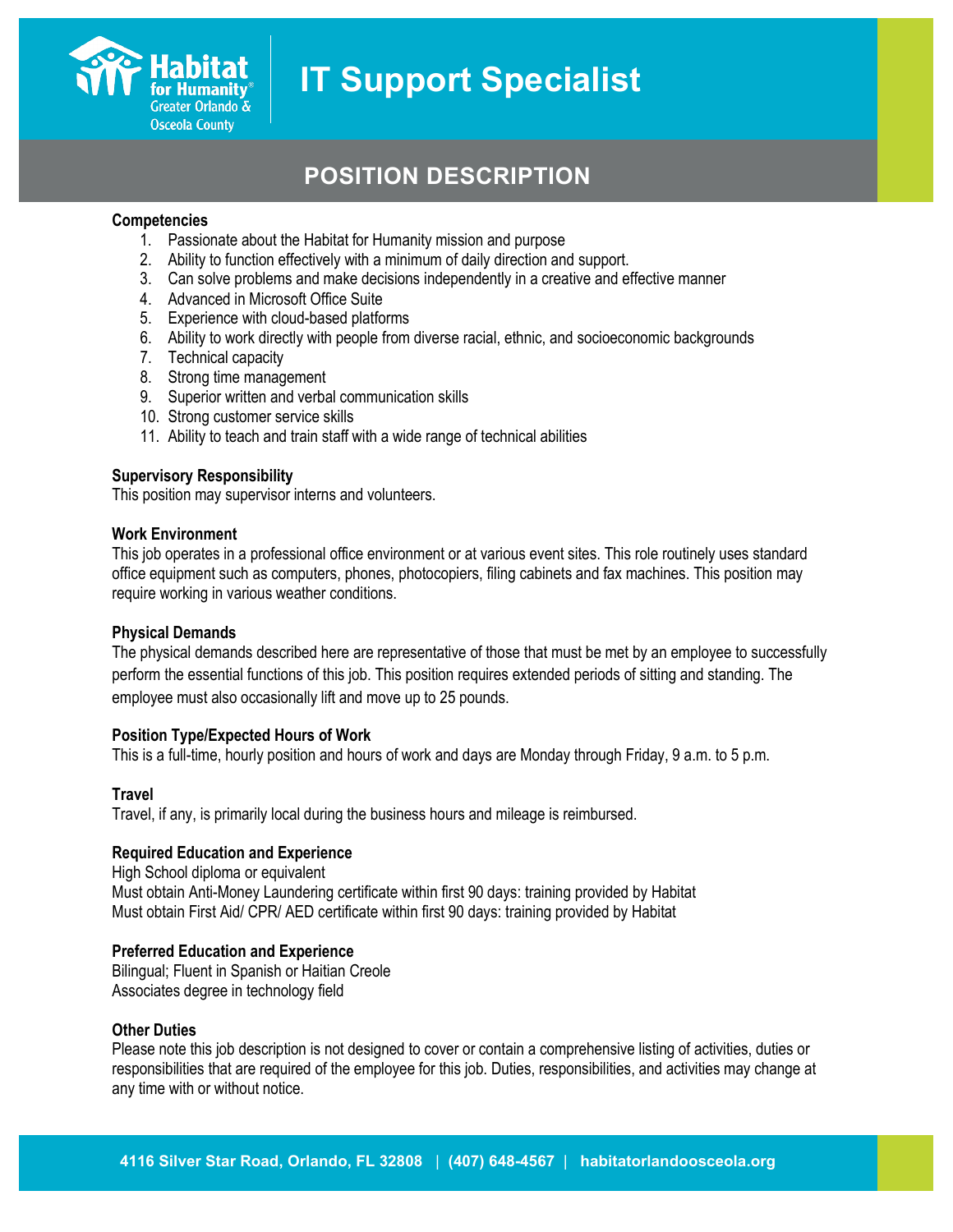# IT Support Specialist

## POSITION DESCRIPTION

**Competencies**

1. Passionate about the Habitat for Humanity mission and purpose
2. Ability to function effectively with a minimum of daily direction and support.
3. Can solve problems and make decisions independently in a creative and effective manner
4. Advanced in Microsoft Office Suite
5. Experience with cloud-based platforms
6. Ability to work directly with people from diverse racial, ethnic, and socioeconomic backgrounds
7. Technical capacity
8. Strong time management
9. Superior written and verbal communication skills
10. Strong customer service skills
11. Ability to teach and train staff with a wide range of technical abilities

**Supervisory Responsibility**

This position may supervisor interns and volunteers.

**Work Environment**

This job operates in a professional office environment or at various event sites. This role routinely uses standard office equipment such as computers, phones, photocopiers, filing cabinets and fax machines. This position may require working in various weather conditions.

**Physical Demands**

The physical demands described here are representative of those that must be met by an employee to successfully perform the essential functions of this job. This position requires extended periods of sitting and standing. The employee must also occasionally lift and move up to 25 pounds.

**Position Type/Expected Hours of Work**

This is a full-time, hourly position and hours of work and days are Monday through Friday, 9 a.m. to 5 p.m.

**Travel**

Travel, if any, is primarily local during the business hours and mileage is reimbursed.

**Required Education and Experience**

High School diploma or equivalent
Must obtain Anti-Money Laundering certificate within first 90 days: training provided by Habitat
Must obtain First Aid/ CPR/ AED certificate within first 90 days: training provided by Habitat

**Preferred Education and Experience**

Bilingual; Fluent in Spanish or Haitian Creole
Associates degree in technology field

**Other Duties**

Please note this job description is not designed to cover or contain a comprehensive listing of activities, duties or responsibilities that are required of the employee for this job. Duties, responsibilities, and activities may change at any time with or without notice.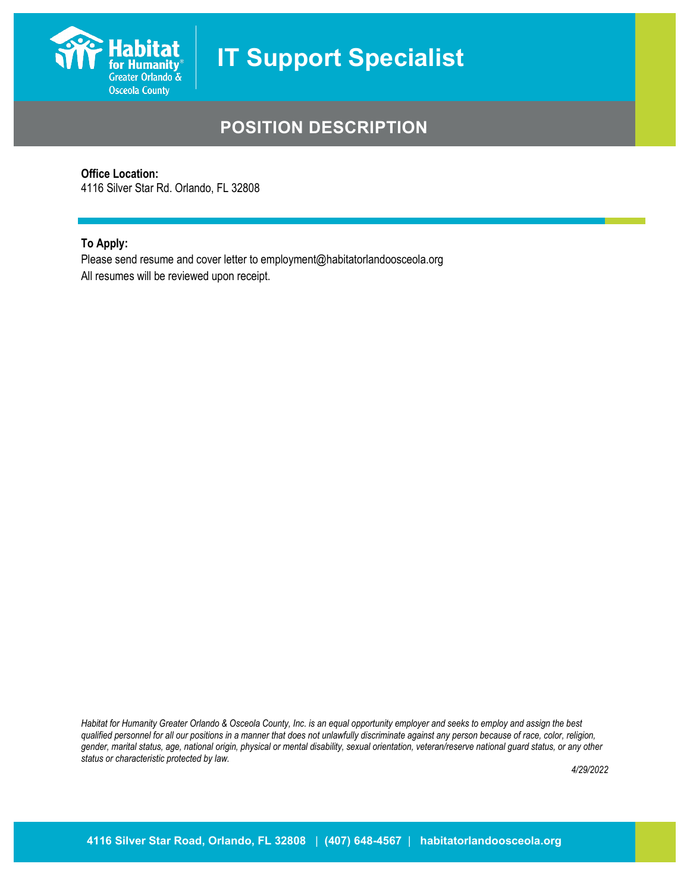# IT Support Specialist

## POSITION DESCRIPTION

**Office Location:**
4116 Silver Star Rd. Orlando, FL 32808

**To Apply:**
Please send resume and cover letter to employment@habitatorlandoosceola.org
All resumes will be reviewed upon receipt.

*Habitat for Humanity Greater Orlando & Osceola County, Inc. is an equal opportunity employer and seeks to employ and assign the best qualified personnel for all our positions in a manner that does not unlawfully discriminate against any person because of race, color, religion, gender, marital status, age, national origin, physical or mental disability, sexual orientation, veteran/reserve national guard status, or any other status or characteristic protected by law.*

*4/29/2022*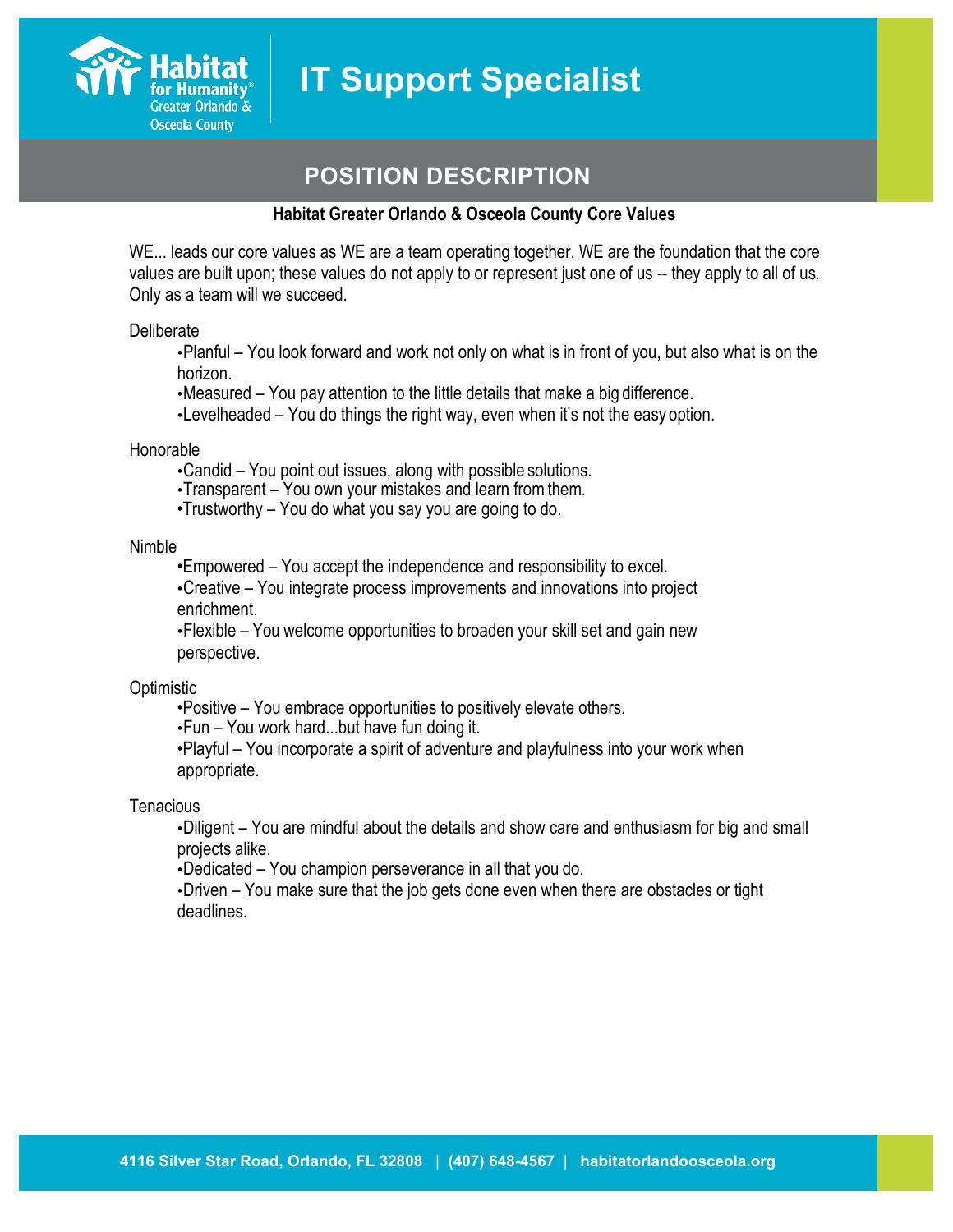# IT Support Specialist

## POSITION DESCRIPTION

**Habitat Greater Orlando & Osceola County Core Values**

WE... leads our core values as WE are a team operating together. WE are the foundation that the core values are built upon; these values do not apply to or represent just one of us -- they apply to all of us. Only as a team will we succeed.

Deliberate

- Planful – You look forward and work not only on what is in front of you, but also what is on the horizon.
- Measured – You pay attention to the little details that make a big difference.
- Levelheaded – You do things the right way, even when it's not the easy option.

Honorable

- Candid – You point out issues, along with possible solutions.
- Transparent – You own your mistakes and learn from them.
- Trustworthy – You do what you say you are going to do.

Nimble

- Empowered – You accept the independence and responsibility to excel.
- Creative – You integrate process improvements and innovations into project enrichment.
- Flexible – You welcome opportunities to broaden your skill set and gain new perspective.

Optimistic

- Positive – You embrace opportunities to positively elevate others.
- Fun – You work hard...but have fun doing it.
- Playful – You incorporate a spirit of adventure and playfulness into your work when appropriate.

Tenacious

- Diligent – You are mindful about the details and show care and enthusiasm for big and small projects alike.
- Dedicated – You champion perseverance in all that you do.
- Driven – You make sure that the job gets done even when there are obstacles or tight deadlines.